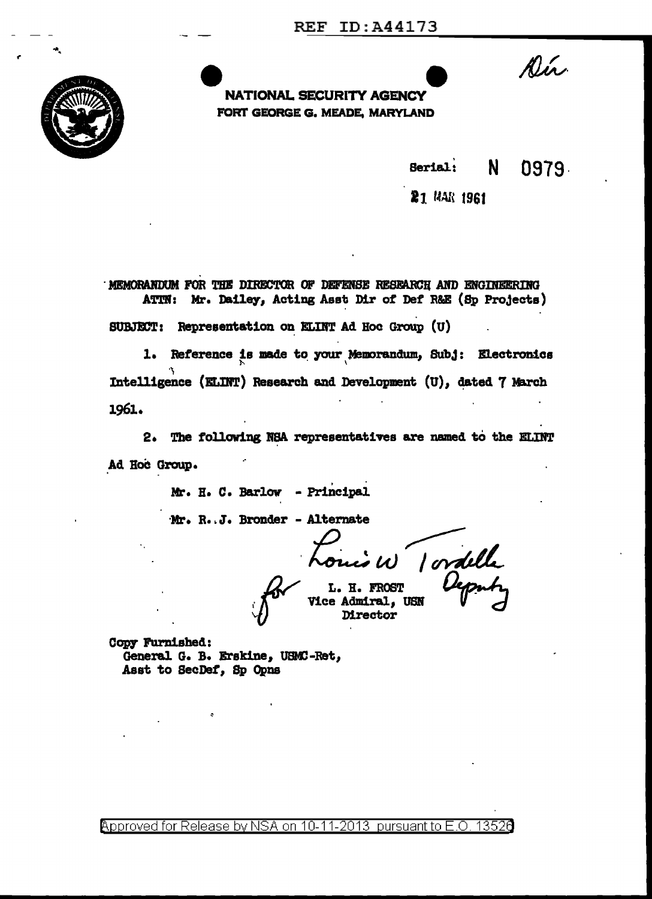REF ID:A44173

Dir.

**NATIONAL SECURITY AGENCY**
**FORT GEORGE G. MEADE, MARYLAND**

Serial: N 0979

21 MAR 1961

MEMORANDUM FOR THE DIRECTOR OF DEFENSE RESEARCH AND ENGINEERING
ATTN: Mr. Dailey, Acting Asst Dir of Def R&E (Sp Projects)

SUBJECT: Representation on ELINT Ad Hoc Group (U)

1. Reference is made to your Memorandum, Subj: Electronics Intelligence (ELINT) Research and Development (U), dated 7 March 1961.

2. The following NSA representatives are named to the ELINT Ad Hoc Group.

Mr. H. C. Barlow - Principal

Mr. R. J. Bronder - Alternate

Louis W Tordella
for L. H. FROST Deputy
Vice Admiral, USN
Director

Copy Furnished:
General G. B. Erskine, USMC-Ret,
Asst to SecDef, Sp Opns

Approved for Release by NSA on 10-11-2013 pursuant to E.O. 13526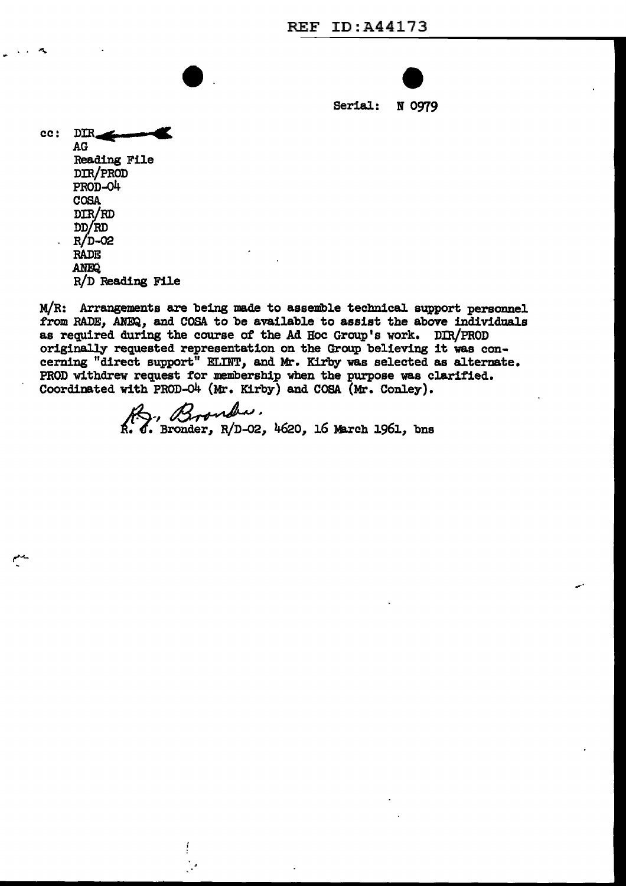Serial: N 0979

cc: DIR
AG
Reading File
DIR/PROD
PROD-04
COSA
DIR/RD
DD/RD
R/D-02
RADE
ANEQ
R/D Reading File

M/R: Arrangements are being made to assemble technical support personnel from RADE, ANEQ, and COSA to be available to assist the above individuals as required during the course of the Ad Hoc Group's work. DIR/PROD originally requested representation on the Group believing it was concerning "direct support" ELINT, and Mr. Kirby was selected as alternate. PROD withdrew request for membership when the purpose was clarified. Coordinated with PROD-04 (Mr. Kirby) and COSA (Mr. Conley).

R. J. Bronder
R. J. Bronder, R/D-02, 4620, 16 March 1961, bns